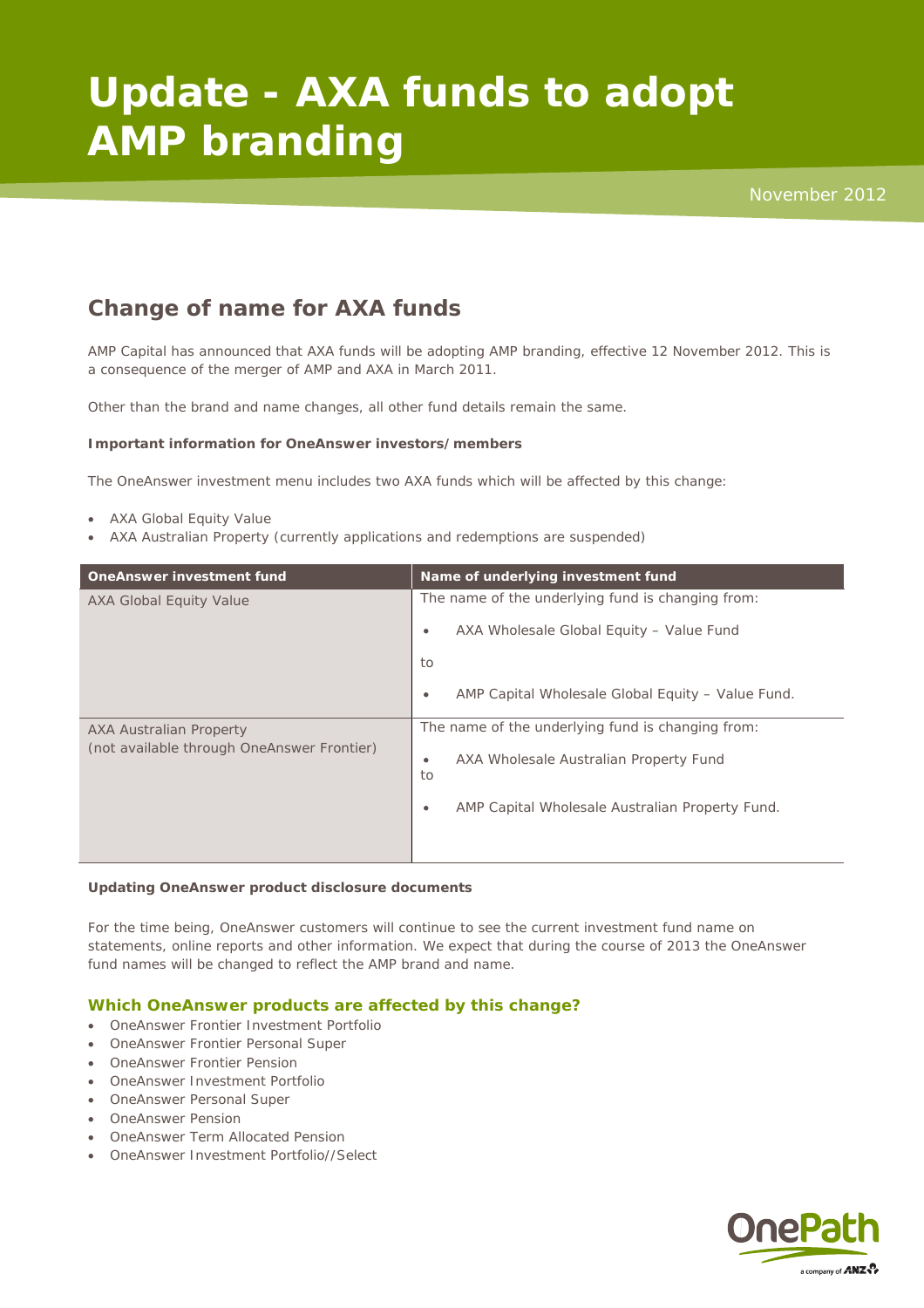# Update - AXA funds to adopt AMP branding

November 2012

## Change of name for AXA funds

AMP Capital has announced that AXA funds will be adopting AMP branding, effective 12 November 2012. This is a consequence of the merger of AMP and AXA in March 2011.

Other than the brand and name changes, all other fund details remain the same.

**Important information for OneAnswer investors/members**

The OneAnswer investment menu includes two AXA funds which will be affected by this change:

- AXA Global Equity Value
- AXA Australian Property (currently applications and redemptions are suspended)

| OneAnswer investment fund | Name of underlying investment fund |
|---|---|
| AXA Global Equity Value | The name of the underlying fund is changing from: • AXA Wholesale Global Equity – Value Fund to • AMP Capital Wholesale Global Equity – Value Fund. |
| AXA Australian Property (not available through OneAnswer Frontier) | The name of the underlying fund is changing from: • AXA Wholesale Australian Property Fund to • AMP Capital Wholesale Australian Property Fund. |

**Updating OneAnswer product disclosure documents**

For the time being, OneAnswer customers will continue to see the current investment fund name on statements, online reports and other information. We expect that during the course of 2013 the OneAnswer fund names will be changed to reflect the AMP brand and name.

### Which OneAnswer products are affected by this change?

- OneAnswer Frontier Investment Portfolio
- OneAnswer Frontier Personal Super
- OneAnswer Frontier Pension
- OneAnswer Investment Portfolio
- OneAnswer Personal Super
- OneAnswer Pension
- OneAnswer Term Allocated Pension
- OneAnswer Investment Portfolio//Select

OnePath
a company of ANZ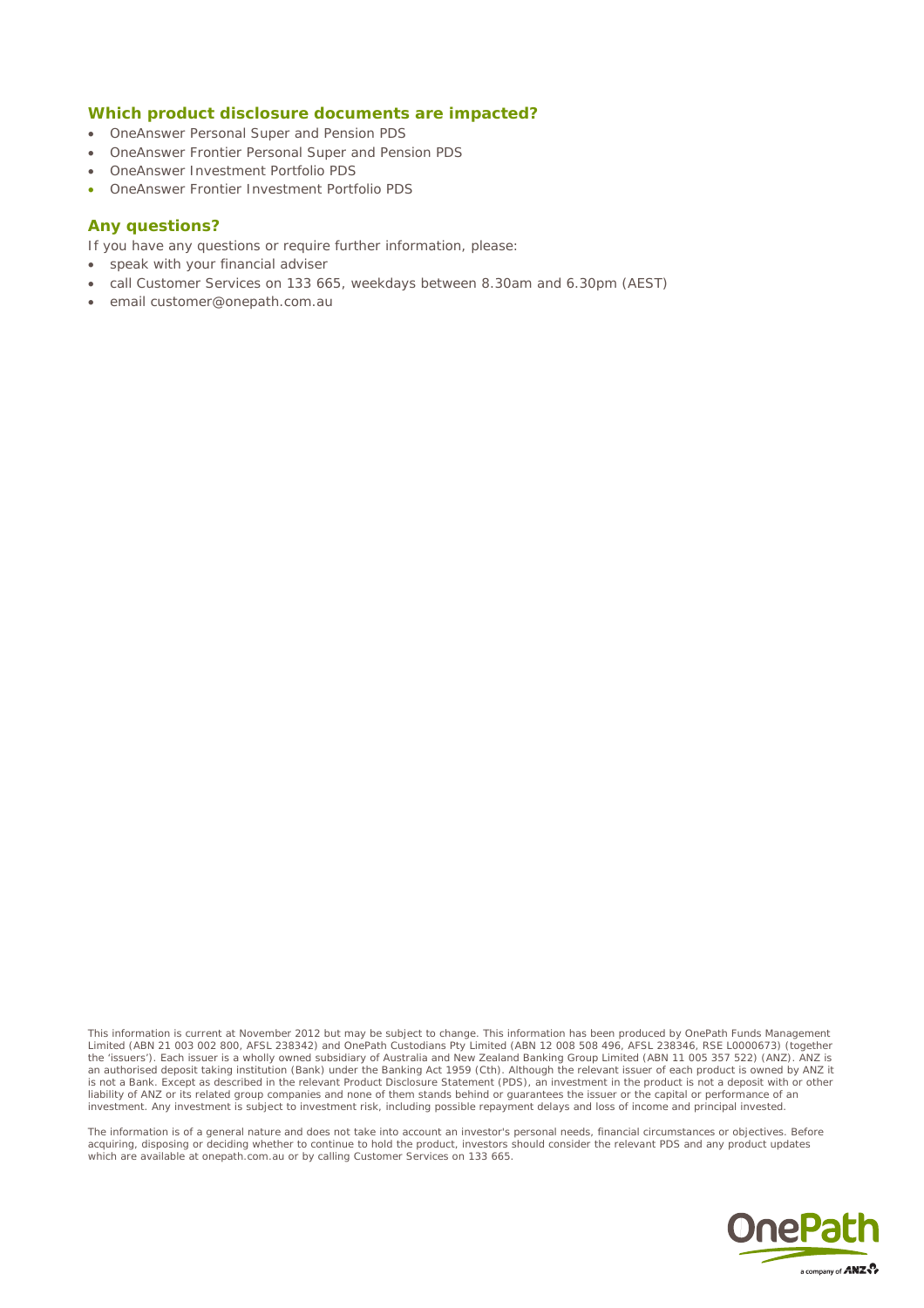## Which product disclosure documents are impacted?

- OneAnswer Personal Super and Pension PDS
- OneAnswer Frontier Personal Super and Pension PDS
- OneAnswer Investment Portfolio PDS
- OneAnswer Frontier Investment Portfolio PDS

## Any questions?

If you have any questions or require further information, please:

- speak with your financial adviser
- call Customer Services on 133 665, weekdays between 8.30am and 6.30pm (AEST)
- email customer@onepath.com.au

This information is current at November 2012 but may be subject to change. This information has been produced by OnePath Funds Management Limited (ABN 21 003 002 800, AFSL 238342) and OnePath Custodians Pty Limited (ABN 12 008 508 496, AFSL 238346, RSE L0000673) (together the 'issuers'). Each issuer is a wholly owned subsidiary of Australia and New Zealand Banking Group Limited (ABN 11 005 357 522) (ANZ). ANZ is an authorised deposit taking institution (Bank) under the Banking Act 1959 (Cth). Although the relevant issuer of each product is owned by ANZ it is not a Bank. Except as described in the relevant Product Disclosure Statement (PDS), an investment in the product is not a deposit with or other liability of ANZ or its related group companies and none of them stands behind or guarantees the issuer or the capital or performance of an investment. Any investment is subject to investment risk, including possible repayment delays and loss of income and principal invested.

The information is of a general nature and does not take into account an investor's personal needs, financial circumstances or objectives. Before acquiring, disposing or deciding whether to continue to hold the product, investors should consider the relevant PDS and any product updates which are available at onepath.com.au or by calling Customer Services on 133 665.

OnePath

a company of ANZ